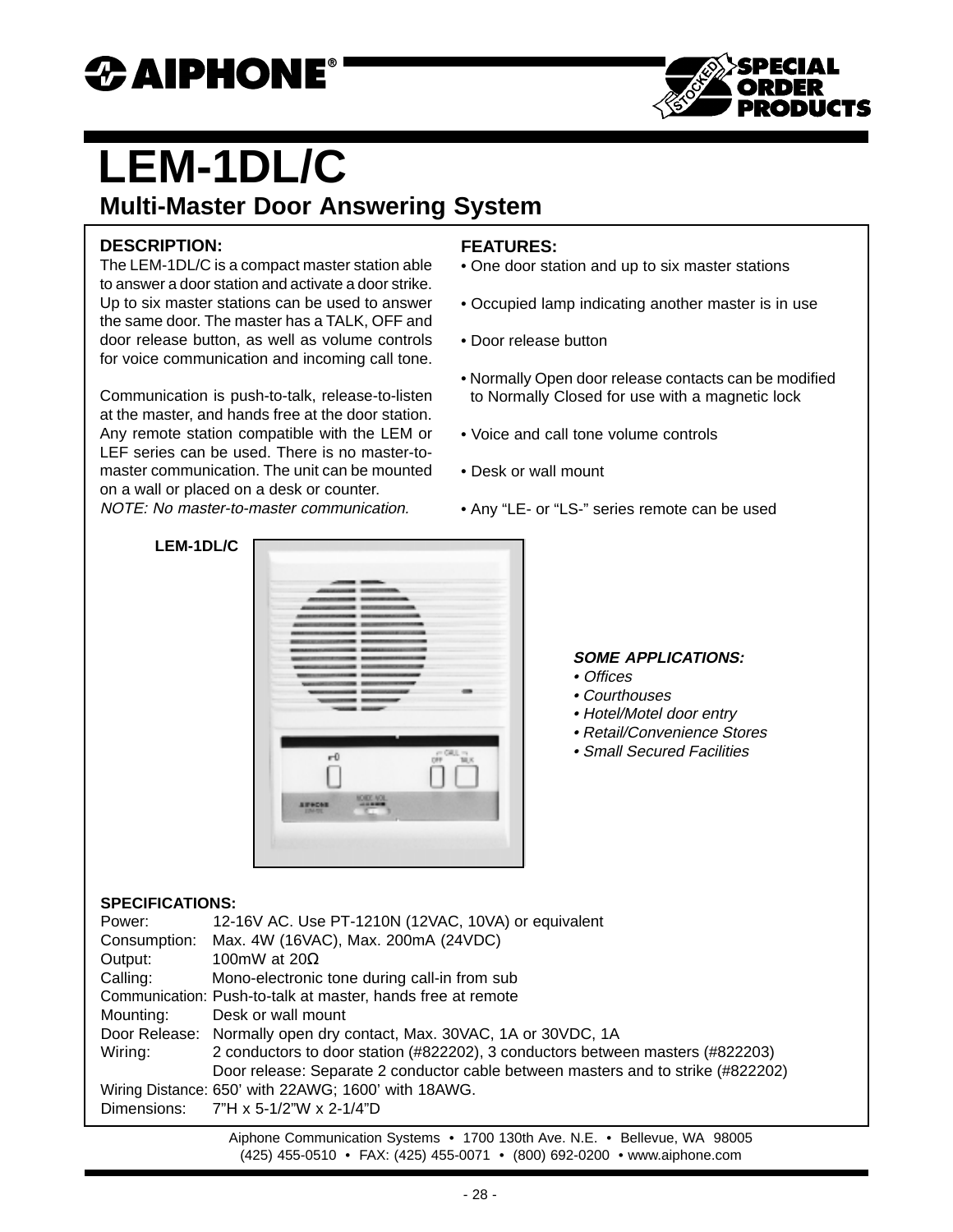# LEM-1DL/C

## Multi-Master Door Answering System

### DESCRIPTION:

The LEM-1DL/C is a compact master station able to answer a door station and activate a door strike. Up to six master stations can be used to answer the same door. The master has a TALK, OFF and door release button, as well as volume controls for voice communication and incoming call tone.

Communication is push-to-talk, release-to-listen at the master, and hands free at the door station. Any remote station compatible with the LEM or LEF series can be used. There is no master-to-master communication. The unit can be mounted on a wall or placed on a desk or counter.

*NOTE: No master-to-master communication.*

### FEATURES:

- One door station and up to six master stations
- Occupied lamp indicating another master is in use
- Door release button
- Normally Open door release contacts can be modified to Normally Closed for use with a magnetic lock
- Voice and call tone volume controls
- Desk or wall mount
- Any “LE- or “LS-” series remote can be used

**LEM-1DL/C**

***SOME APPLICATIONS:***

- *Offices*
- *Courthouses*
- *Hotel/Motel door entry*
- *Retail/Convenience Stores*
- *Small Secured Facilities*

### SPECIFICATIONS:

| | |
|---|---|
| Power: | 12-16V AC. Use PT-1210N (12VAC, 10VA) or equivalent |
| Consumption: | Max. 4W (16VAC), Max. 200mA (24VDC) |
| Output: | 100mW at 20Ω |
| Calling: | Mono-electronic tone during call-in from sub |
| Communication: | Push-to-talk at master, hands free at remote |
| Mounting: | Desk or wall mount |
| Door Release: | Normally open dry contact, Max. 30VAC, 1A or 30VDC, 1A |
| Wiring: | 2 conductors to door station (#822202), 3 conductors between masters (#822203)<br>Door release: Separate 2 conductor cable between masters and to strike (#822202) |
| Wiring Distance: | 650’ with 22AWG; 1600’ with 18AWG. |
| Dimensions: | 7”H x 5-1/2”W x 2-1/4”D |

Aiphone Communication Systems • 1700 130th Ave. N.E. • Bellevue, WA 98005
(425) 455-0510 • FAX: (425) 455-0071 • (800) 692-0200 • www.aiphone.com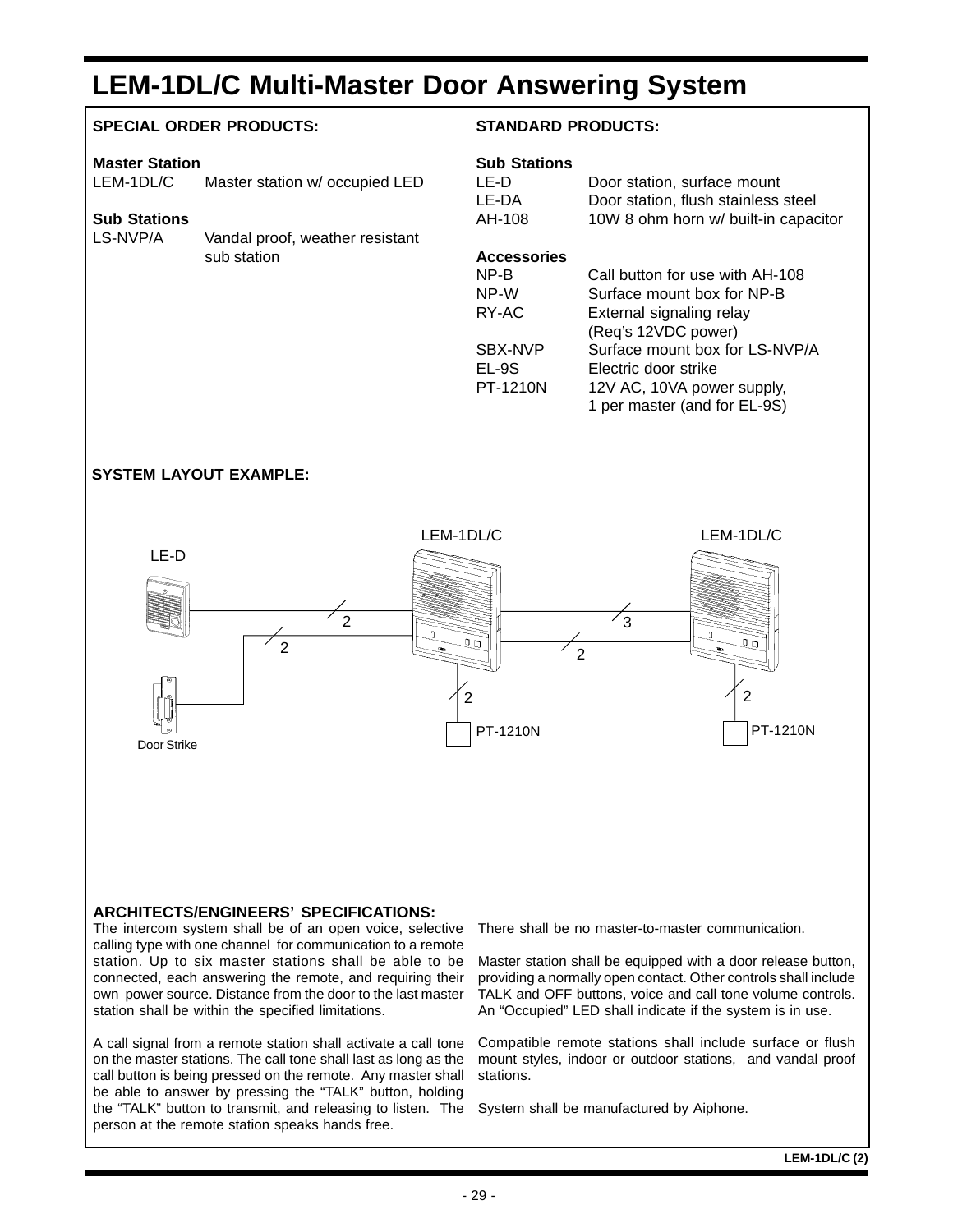# LEM-1DL/C Multi-Master Door Answering System

**SPECIAL ORDER PRODUCTS:**

**Master Station**

| | |
|---|---|
| LEM-1DL/C | Master station w/ occupied LED |

**Sub Stations**

| | |
|---|---|
| LS-NVP/A | Vandal proof, weather resistant sub station |

**STANDARD PRODUCTS:**

**Sub Stations**

| | |
|---|---|
| LE-D | Door station, surface mount |
| LE-DA | Door station, flush stainless steel |
| AH-108 | 10W 8 ohm horn w/ built-in capacitor |

**Accessories**

| | |
|---|---|
| NP-B | Call button for use with AH-108 |
| NP-W | Surface mount box for NP-B |
| RY-AC | External signaling relay (Req's 12VDC power) |
| SBX-NVP | Surface mount box for LS-NVP/A |
| EL-9S | Electric door strike |
| PT-1210N | 12V AC, 10VA power supply, 1 per master (and for EL-9S) |

**SYSTEM LAYOUT EXAMPLE:**

LE-D
LEM-1DL/C
LEM-1DL/C
2
2
3
2
2
2
PT-1210N
PT-1210N
Door Strike

**ARCHITECTS/ENGINEERS' SPECIFICATIONS:**

The intercom system shall be of an open voice, selective calling type with one channel for communication to a remote station. Up to six master stations shall be able to be connected, each answering the remote, and requiring their own power source. Distance from the door to the last master station shall be within the specified limitations.

A call signal from a remote station shall activate a call tone on the master stations. The call tone shall last as long as the call button is being pressed on the remote. Any master shall be able to answer by pressing the "TALK" button, holding the "TALK" button to transmit, and releasing to listen. The person at the remote station speaks hands free.

There shall be no master-to-master communication.

Master station shall be equipped with a door release button, providing a normally open contact. Other controls shall include TALK and OFF buttons, voice and call tone volume controls. An "Occupied" LED shall indicate if the system is in use.

Compatible remote stations shall include surface or flush mount styles, indoor or outdoor stations, and vandal proof stations.

System shall be manufactured by Aiphone.